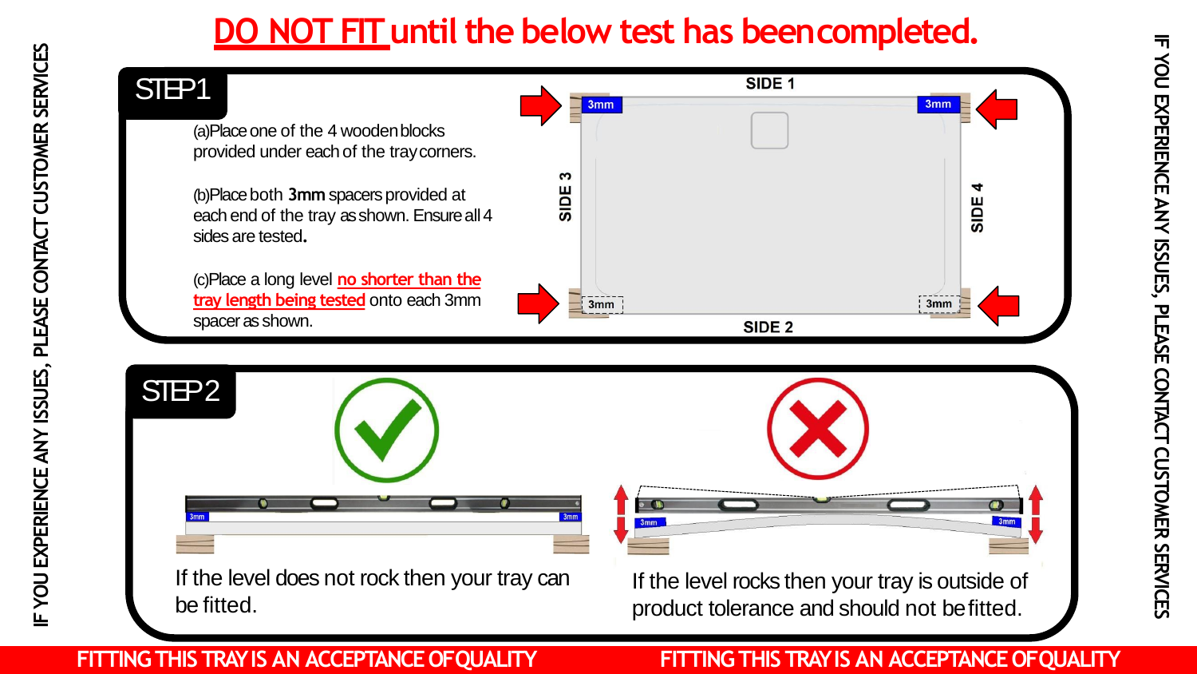# DO NOT FIT until the below test has been completed.

IF YOU EXPERIENCE ANY ISSUES, PLEASE CONTACT CUSTOMER SERVICES

## STEP 1

(a) Place one of the 4 wooden blocks provided under each of the tray corners.

(b) Place both **3mm** spacers provided at each end of the tray as shown. Ensure all 4 sides are tested**.**

(c) Place a long level no shorter than the tray length being tested onto each 3mm spacer as shown.

SIDE 1

SIDE 2

SIDE 3

SIDE 4

3mm

3mm

3mm

3mm

## STEP 2

3mm

3mm

If the level does not rock then your tray can be fitted.

3mm

3mm

If the level rocks then your tray is outside of product tolerance and should not be fitted.

IF YOU EXPERIENCE ANY ISSUES, PLEASE CONTACT CUSTOMER SERVICES

**FITTING THIS TRAY IS AN ACCEPTANCE OF QUALITY** **FITTING THIS TRAY IS AN ACCEPTANCE OF QUALITY**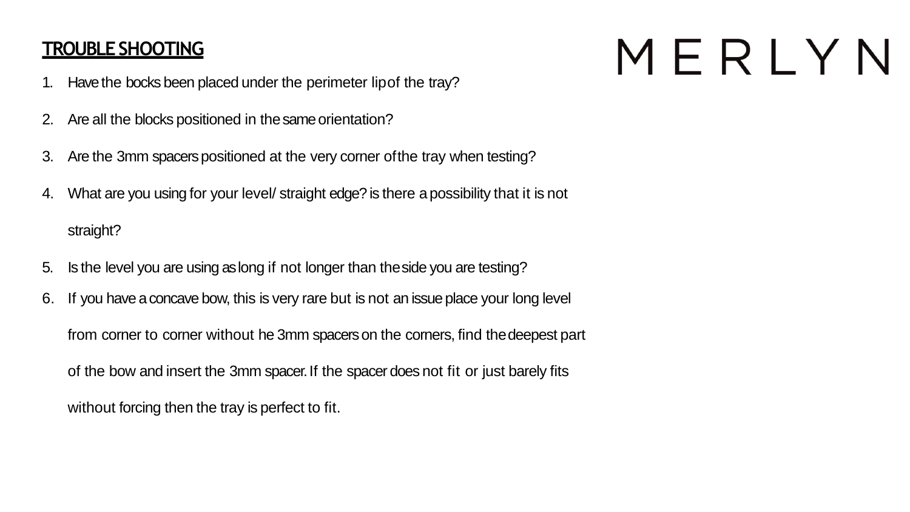# MERLYN

## TROUBLE SHOOTING

1. Have the bocks been placed under the perimeter lip of the tray?
2. Are all the blocks positioned in the same orientation?
3. Are the 3mm spacers positioned at the very corner of the tray when testing?
4. What are you using for your level/ straight edge? is there a possibility that it is not straight?
5. Is the level you are using as long if not longer than the side you are testing?
6. If you have a concave bow, this is very rare but is not an issue place your long level from corner to corner without he 3mm spacers on the corners, find the deepest part of the bow and insert the 3mm spacer. If the spacer does not fit or just barely fits without forcing then the tray is perfect to fit.